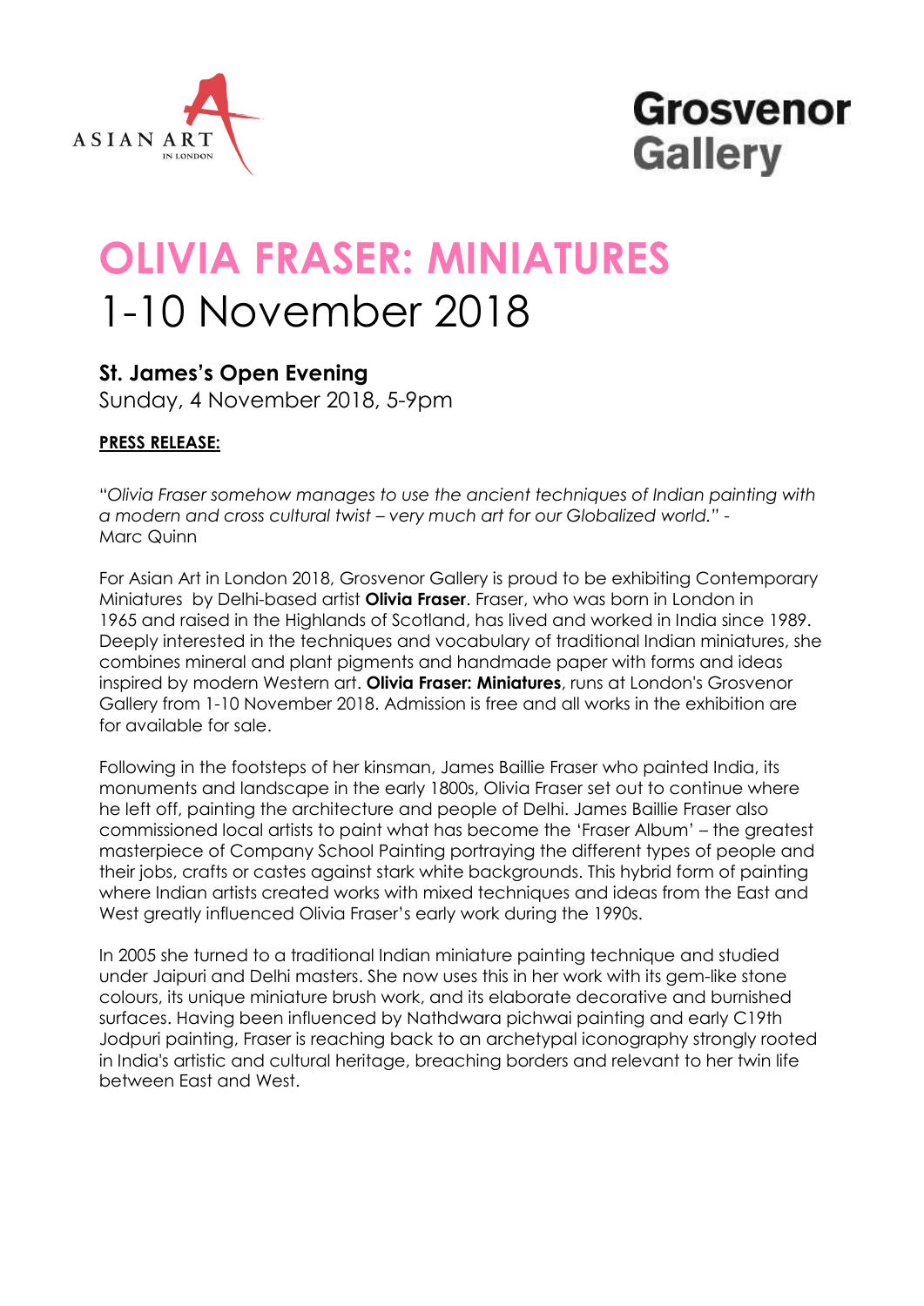ASIAN ART IN LONDON

**Grosvenor Gallery**

# OLIVIA FRASER: MINIATURES

# 1-10 November 2018

### St. James's Open Evening

Sunday, 4 November 2018, 5-9pm

**PRESS RELEASE:**

"*Olivia Fraser somehow manages to use the ancient techniques of Indian painting with a modern and cross cultural twist – very much art for our Globalized world.*" - Marc Quinn

For Asian Art in London 2018, Grosvenor Gallery is proud to be exhibiting Contemporary Miniatures by Delhi-based artist **Olivia Fraser**. Fraser, who was born in London in 1965 and raised in the Highlands of Scotland, has lived and worked in India since 1989. Deeply interested in the techniques and vocabulary of traditional Indian miniatures, she combines mineral and plant pigments and handmade paper with forms and ideas inspired by modern Western art. **Olivia Fraser: Miniatures**, runs at London's Grosvenor Gallery from 1-10 November 2018. Admission is free and all works in the exhibition are for available for sale.

Following in the footsteps of her kinsman, James Baillie Fraser who painted India, its monuments and landscape in the early 1800s, Olivia Fraser set out to continue where he left off, painting the architecture and people of Delhi. James Baillie Fraser also commissioned local artists to paint what has become the 'Fraser Album' – the greatest masterpiece of Company School Painting portraying the different types of people and their jobs, crafts or castes against stark white backgrounds. This hybrid form of painting where Indian artists created works with mixed techniques and ideas from the East and West greatly influenced Olivia Fraser's early work during the 1990s.

In 2005 she turned to a traditional Indian miniature painting technique and studied under Jaipuri and Delhi masters. She now uses this in her work with its gem-like stone colours, its unique miniature brush work, and its elaborate decorative and burnished surfaces. Having been influenced by Nathdwara pichwai painting and early C19th Jodpuri painting, Fraser is reaching back to an archetypal iconography strongly rooted in India's artistic and cultural heritage, breaching borders and relevant to her twin life between East and West.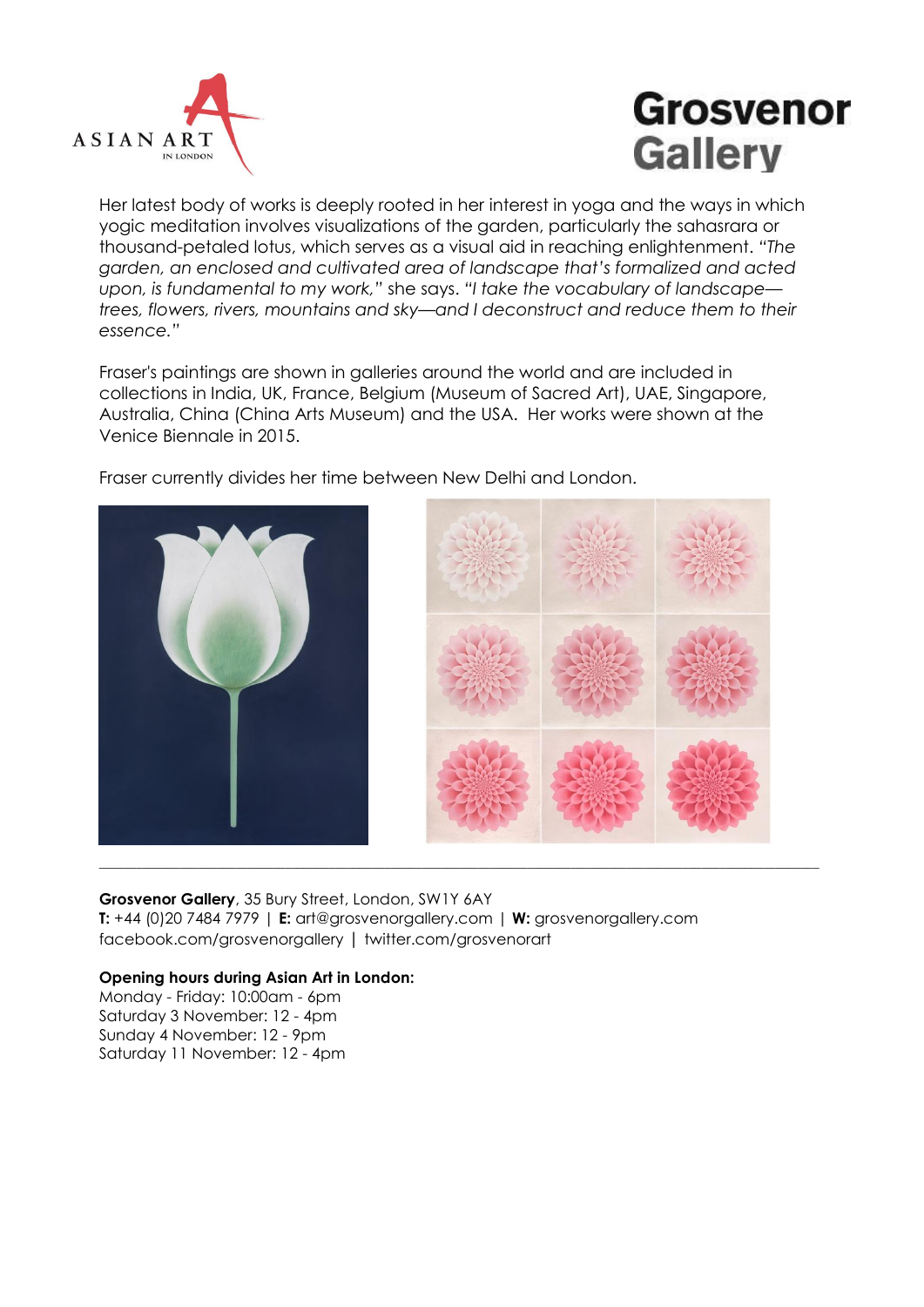Her latest body of works is deeply rooted in her interest in yoga and the ways in which yogic meditation involves visualizations of the garden, particularly the sahasrara or thousand-petaled lotus, which serves as a visual aid in reaching enlightenment. *"The garden, an enclosed and cultivated area of landscape that's formalized and acted upon, is fundamental to my work,"* she says. *"I take the vocabulary of landscape—trees, flowers, rivers, mountains and sky—and I deconstruct and reduce them to their essence."*

Fraser's paintings are shown in galleries around the world and are included in collections in India, UK, France, Belgium (Museum of Sacred Art), UAE, Singapore, Australia, China (China Arts Museum) and the USA. Her works were shown at the Venice Biennale in 2015.

Fraser currently divides her time between New Delhi and London.

---

**Grosvenor Gallery**, 35 Bury Street, London, SW1Y 6AY
**T:** +44 (0)20 7484 7979 | **E:** art@grosvenorgallery.com | **W:** grosvenorgallery.com
facebook.com/grosvenorgallery | twitter.com/grosvenorart

**Opening hours during Asian Art in London:**
Monday - Friday: 10:00am - 6pm
Saturday 3 November: 12 - 4pm
Sunday 4 November: 12 - 9pm
Saturday 11 November: 12 - 4pm